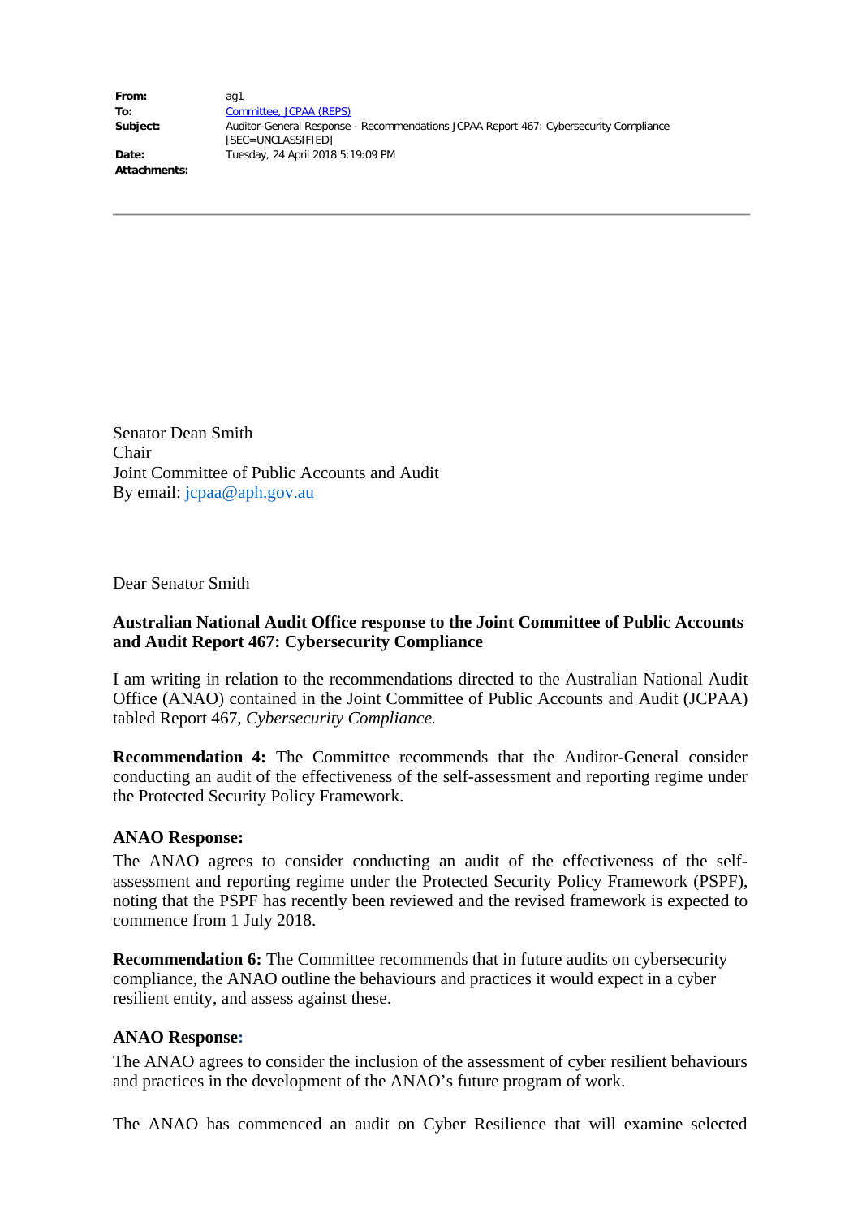| | |
|---|---|
| **From:** | ag1 |
| **To:** | Committee, JCPAA (REPS) |
| **Subject:** | Auditor-General Response - Recommendations JCPAA Report 467: Cybersecurity Compliance [SEC=UNCLASSIFIED] |
| **Date:** | Tuesday, 24 April 2018 5:19:09 PM |
| **Attachments:** | |

---

Senator Dean Smith
Chair
Joint Committee of Public Accounts and Audit
By email: jcpaa@aph.gov.au

Dear Senator Smith

**Australian National Audit Office response to the Joint Committee of Public Accounts and Audit Report 467: Cybersecurity Compliance**

I am writing in relation to the recommendations directed to the Australian National Audit Office (ANAO) contained in the Joint Committee of Public Accounts and Audit (JCPAA) tabled Report 467, *Cybersecurity Compliance.*

**Recommendation 4:** The Committee recommends that the Auditor-General consider conducting an audit of the effectiveness of the self-assessment and reporting regime under the Protected Security Policy Framework.

**ANAO Response:**
The ANAO agrees to consider conducting an audit of the effectiveness of the self-assessment and reporting regime under the Protected Security Policy Framework (PSPF), noting that the PSPF has recently been reviewed and the revised framework is expected to commence from 1 July 2018.

**Recommendation 6:** The Committee recommends that in future audits on cybersecurity compliance, the ANAO outline the behaviours and practices it would expect in a cyber resilient entity, and assess against these.

**ANAO Response:**
The ANAO agrees to consider the inclusion of the assessment of cyber resilient behaviours and practices in the development of the ANAO's future program of work.

The ANAO has commenced an audit on Cyber Resilience that will examine selected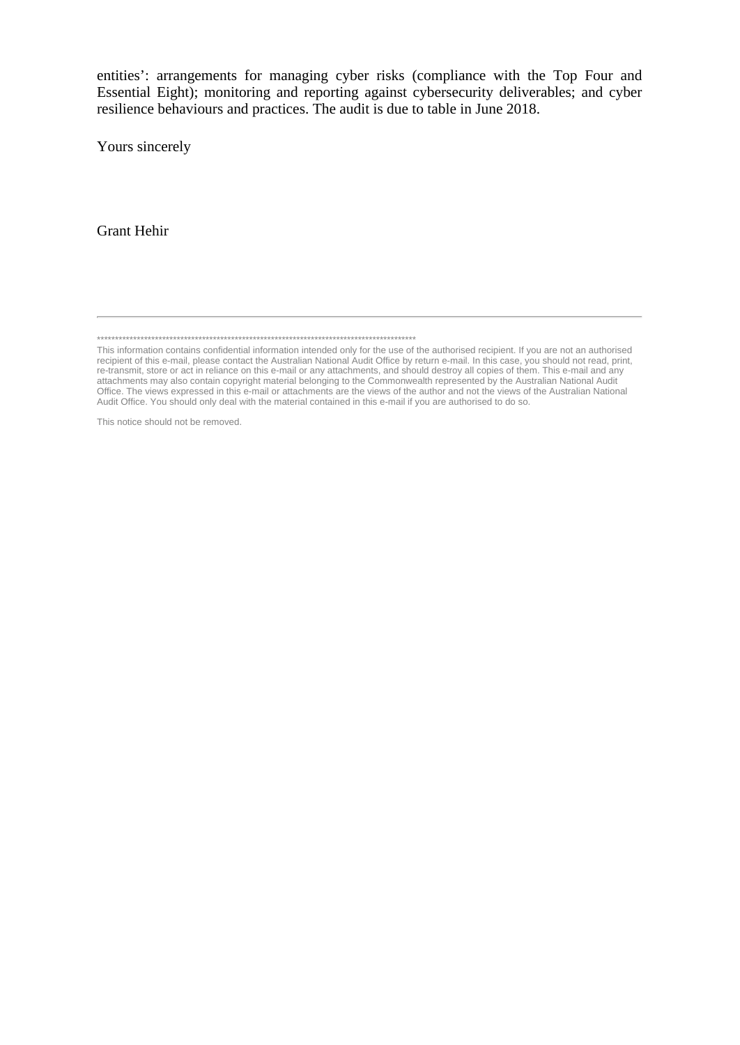entities': arrangements for managing cyber risks (compliance with the Top Four and Essential Eight); monitoring and reporting against cybersecurity deliverables; and cyber resilience behaviours and practices. The audit is due to table in June 2018.

Yours sincerely

Grant Hehir

---

****************************************************************************************

This information contains confidential information intended only for the use of the authorised recipient. If you are not an authorised recipient of this e-mail, please contact the Australian National Audit Office by return e-mail. In this case, you should not read, print, re-transmit, store or act in reliance on this e-mail or any attachments, and should destroy all copies of them. This e-mail and any attachments may also contain copyright material belonging to the Commonwealth represented by the Australian National Audit Office. The views expressed in this e-mail or attachments are the views of the author and not the views of the Australian National Audit Office. You should only deal with the material contained in this e-mail if you are authorised to do so.

This notice should not be removed.